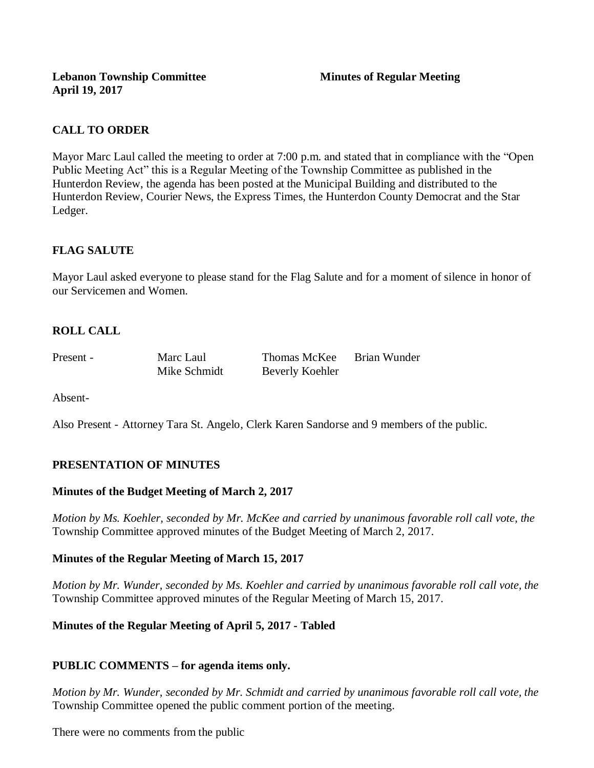**Lebanon Township Committee** **Minutes of Regular Meeting**
**April 19, 2017**

## CALL TO ORDER

Mayor Marc Laul called the meeting to order at 7:00 p.m. and stated that in compliance with the "Open Public Meeting Act" this is a Regular Meeting of the Township Committee as published in the Hunterdon Review, the agenda has been posted at the Municipal Building and distributed to the Hunterdon Review, Courier News, the Express Times, the Hunterdon County Democrat and the Star Ledger.

## FLAG SALUTE

Mayor Laul asked everyone to please stand for the Flag Salute and for a moment of silence in honor of our Servicemen and Women.

## ROLL CALL

| Present - | Marc Laul | Thomas McKee | Brian Wunder |
|---|---|---|---|
| | Mike Schmidt | Beverly Koehler | |

Absent-

Also Present - Attorney Tara St. Angelo, Clerk Karen Sandorse and 9 members of the public.

## PRESENTATION OF MINUTES

### Minutes of the Budget Meeting of March 2, 2017

*Motion by Ms. Koehler, seconded by Mr. McKee and carried by unanimous favorable roll call vote, the* Township Committee approved minutes of the Budget Meeting of March 2, 2017.

### Minutes of the Regular Meeting of March 15, 2017

*Motion by Mr. Wunder, seconded by Ms. Koehler and carried by unanimous favorable roll call vote, the* Township Committee approved minutes of the Regular Meeting of March 15, 2017.

### Minutes of the Regular Meeting of April 5, 2017 - Tabled

## PUBLIC COMMENTS – for agenda items only.

*Motion by Mr. Wunder, seconded by Mr. Schmidt and carried by unanimous favorable roll call vote, the* Township Committee opened the public comment portion of the meeting.

There were no comments from the public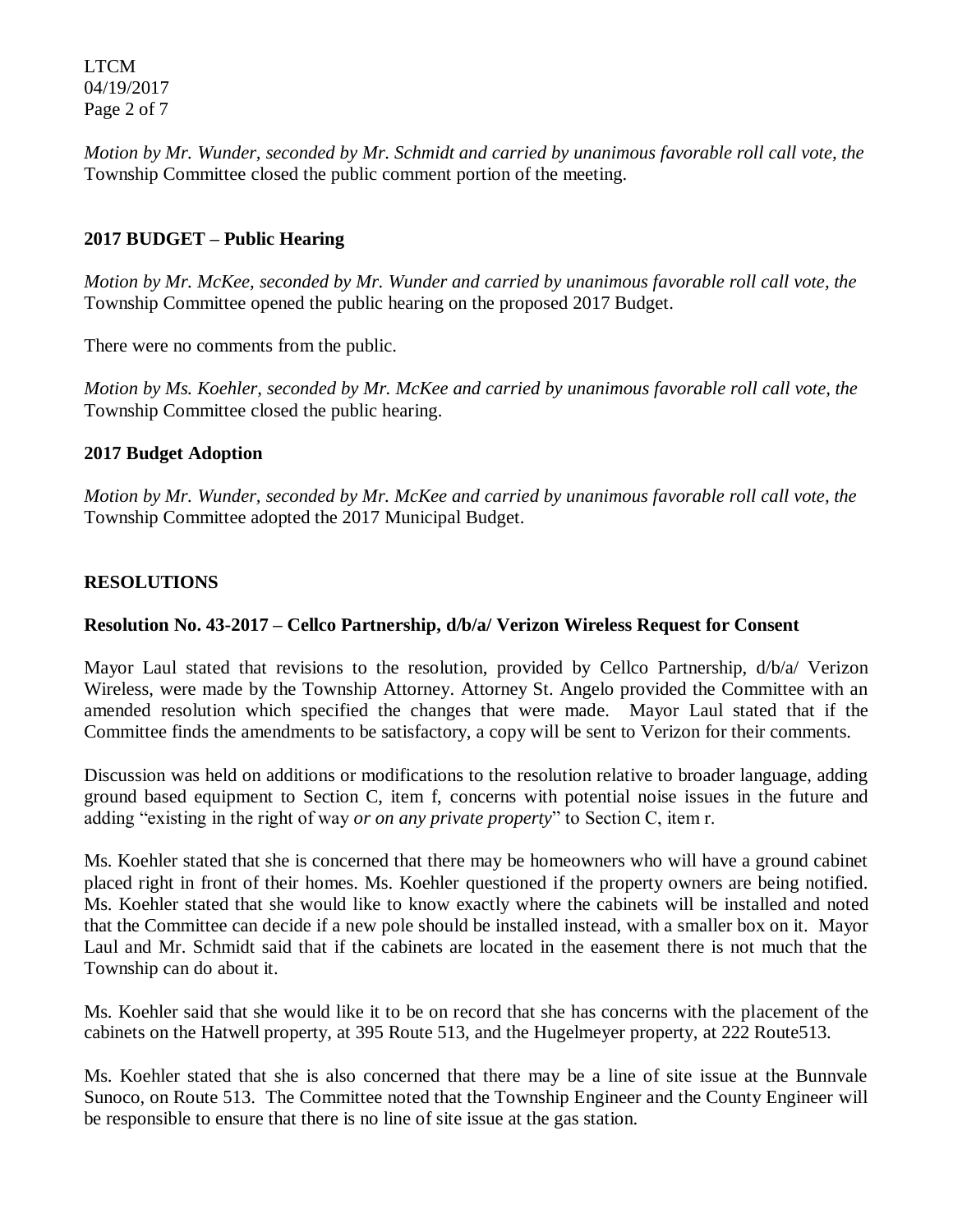*Motion by Mr. Wunder, seconded by Mr. Schmidt and carried by unanimous favorable roll call vote, the* Township Committee closed the public comment portion of the meeting.

## 2017 BUDGET – Public Hearing

*Motion by Mr. McKee, seconded by Mr. Wunder and carried by unanimous favorable roll call vote, the* Township Committee opened the public hearing on the proposed 2017 Budget.

There were no comments from the public.

*Motion by Ms. Koehler, seconded by Mr. McKee and carried by unanimous favorable roll call vote, the* Township Committee closed the public hearing.

## 2017 Budget Adoption

*Motion by Mr. Wunder, seconded by Mr. McKee and carried by unanimous favorable roll call vote, the* Township Committee adopted the 2017 Municipal Budget.

## RESOLUTIONS

### Resolution No. 43-2017 – Cellco Partnership, d/b/a/ Verizon Wireless Request for Consent

Mayor Laul stated that revisions to the resolution, provided by Cellco Partnership, d/b/a/ Verizon Wireless, were made by the Township Attorney. Attorney St. Angelo provided the Committee with an amended resolution which specified the changes that were made. Mayor Laul stated that if the Committee finds the amendments to be satisfactory, a copy will be sent to Verizon for their comments.

Discussion was held on additions or modifications to the resolution relative to broader language, adding ground based equipment to Section C, item f, concerns with potential noise issues in the future and adding "existing in the right of way *or on any private property*" to Section C, item r.

Ms. Koehler stated that she is concerned that there may be homeowners who will have a ground cabinet placed right in front of their homes. Ms. Koehler questioned if the property owners are being notified. Ms. Koehler stated that she would like to know exactly where the cabinets will be installed and noted that the Committee can decide if a new pole should be installed instead, with a smaller box on it. Mayor Laul and Mr. Schmidt said that if the cabinets are located in the easement there is not much that the Township can do about it.

Ms. Koehler said that she would like it to be on record that she has concerns with the placement of the cabinets on the Hatwell property, at 395 Route 513, and the Hugelmeyer property, at 222 Route513.

Ms. Koehler stated that she is also concerned that there may be a line of site issue at the Bunnvale Sunoco, on Route 513. The Committee noted that the Township Engineer and the County Engineer will be responsible to ensure that there is no line of site issue at the gas station.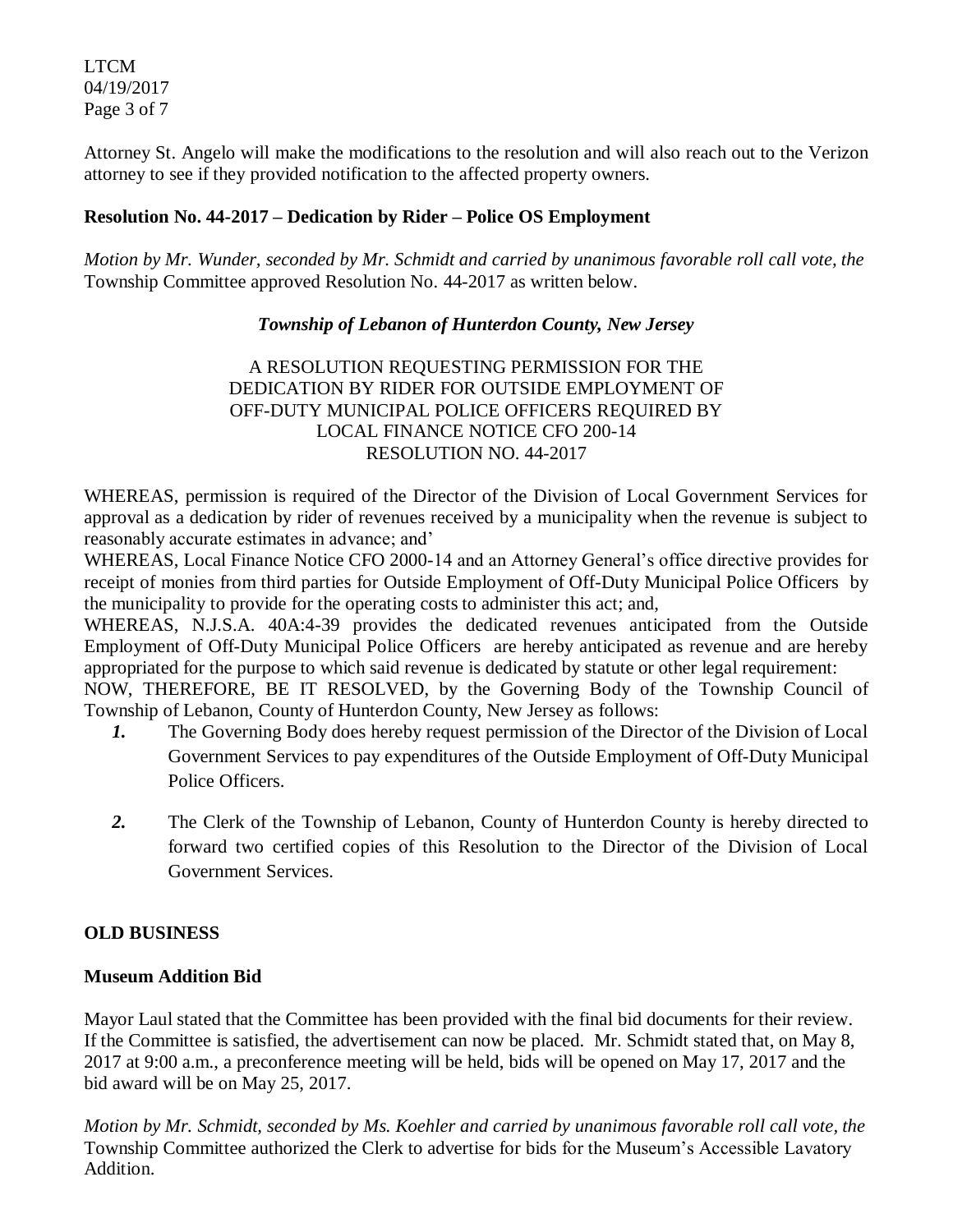Attorney St. Angelo will make the modifications to the resolution and will also reach out to the Verizon attorney to see if they provided notification to the affected property owners.

**Resolution No. 44-2017 – Dedication by Rider – Police OS Employment**

*Motion by Mr. Wunder, seconded by Mr. Schmidt and carried by unanimous favorable roll call vote, the* Township Committee approved Resolution No. 44-2017 as written below.

***Township of Lebanon of Hunterdon County, New Jersey***

A RESOLUTION REQUESTING PERMISSION FOR THE DEDICATION BY RIDER FOR OUTSIDE EMPLOYMENT OF OFF-DUTY MUNICIPAL POLICE OFFICERS REQUIRED BY LOCAL FINANCE NOTICE CFO 200-14
RESOLUTION NO. 44-2017

WHEREAS, permission is required of the Director of the Division of Local Government Services for approval as a dedication by rider of revenues received by a municipality when the revenue is subject to reasonably accurate estimates in advance; and'

WHEREAS, Local Finance Notice CFO 2000-14 and an Attorney General's office directive provides for receipt of monies from third parties for Outside Employment of Off-Duty Municipal Police Officers by the municipality to provide for the operating costs to administer this act; and,

WHEREAS, N.J.S.A. 40A:4-39 provides the dedicated revenues anticipated from the Outside Employment of Off-Duty Municipal Police Officers are hereby anticipated as revenue and are hereby appropriated for the purpose to which said revenue is dedicated by statute or other legal requirement:

NOW, THEREFORE, BE IT RESOLVED, by the Governing Body of the Township Council of Township of Lebanon, County of Hunterdon County, New Jersey as follows:

1. The Governing Body does hereby request permission of the Director of the Division of Local Government Services to pay expenditures of the Outside Employment of Off-Duty Municipal Police Officers.

2. The Clerk of the Township of Lebanon, County of Hunterdon County is hereby directed to forward two certified copies of this Resolution to the Director of the Division of Local Government Services.

## OLD BUSINESS

**Museum Addition Bid**

Mayor Laul stated that the Committee has been provided with the final bid documents for their review. If the Committee is satisfied, the advertisement can now be placed. Mr. Schmidt stated that, on May 8, 2017 at 9:00 a.m., a preconference meeting will be held, bids will be opened on May 17, 2017 and the bid award will be on May 25, 2017.

*Motion by Mr. Schmidt, seconded by Ms. Koehler and carried by unanimous favorable roll call vote, the* Township Committee authorized the Clerk to advertise for bids for the Museum's Accessible Lavatory Addition.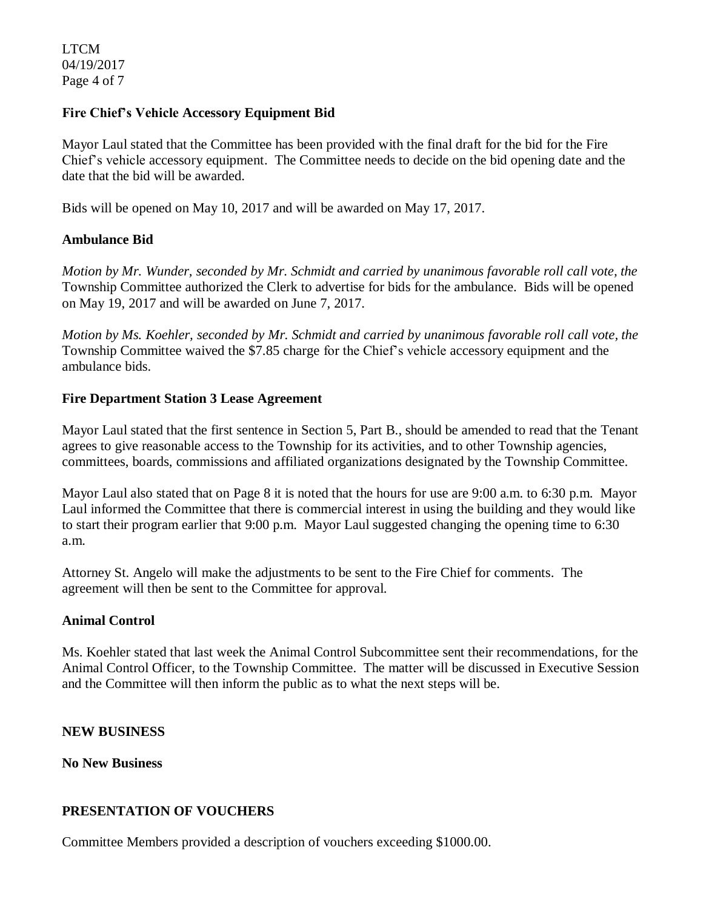### Fire Chief's Vehicle Accessory Equipment Bid

Mayor Laul stated that the Committee has been provided with the final draft for the bid for the Fire Chief's vehicle accessory equipment. The Committee needs to decide on the bid opening date and the date that the bid will be awarded.

Bids will be opened on May 10, 2017 and will be awarded on May 17, 2017.

### Ambulance Bid

*Motion by Mr. Wunder, seconded by Mr. Schmidt and carried by unanimous favorable roll call vote, the* Township Committee authorized the Clerk to advertise for bids for the ambulance. Bids will be opened on May 19, 2017 and will be awarded on June 7, 2017.

*Motion by Ms. Koehler, seconded by Mr. Schmidt and carried by unanimous favorable roll call vote, the* Township Committee waived the $7.85 charge for the Chief's vehicle accessory equipment and the ambulance bids.

### Fire Department Station 3 Lease Agreement

Mayor Laul stated that the first sentence in Section 5, Part B., should be amended to read that the Tenant agrees to give reasonable access to the Township for its activities, and to other Township agencies, committees, boards, commissions and affiliated organizations designated by the Township Committee.

Mayor Laul also stated that on Page 8 it is noted that the hours for use are 9:00 a.m. to 6:30 p.m. Mayor Laul informed the Committee that there is commercial interest in using the building and they would like to start their program earlier that 9:00 p.m. Mayor Laul suggested changing the opening time to 6:30 a.m.

Attorney St. Angelo will make the adjustments to be sent to the Fire Chief for comments. The agreement will then be sent to the Committee for approval.

### Animal Control

Ms. Koehler stated that last week the Animal Control Subcommittee sent their recommendations, for the Animal Control Officer, to the Township Committee. The matter will be discussed in Executive Session and the Committee will then inform the public as to what the next steps will be.

## NEW BUSINESS

**No New Business**

## PRESENTATION OF VOUCHERS

Committee Members provided a description of vouchers exceeding $1000.00.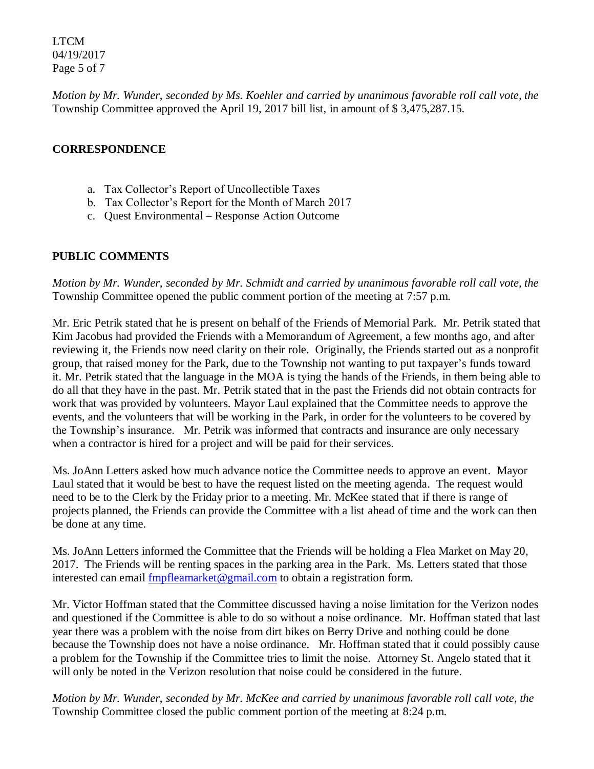*Motion by Mr. Wunder, seconded by Ms. Koehler and carried by unanimous favorable roll call vote, the* Township Committee approved the April 19, 2017 bill list, in amount of $ 3,475,287.15.

## CORRESPONDENCE

a. Tax Collector's Report of Uncollectible Taxes
b. Tax Collector's Report for the Month of March 2017
c. Quest Environmental – Response Action Outcome

## PUBLIC COMMENTS

*Motion by Mr. Wunder, seconded by Mr. Schmidt and carried by unanimous favorable roll call vote, the* Township Committee opened the public comment portion of the meeting at 7:57 p.m.

Mr. Eric Petrik stated that he is present on behalf of the Friends of Memorial Park. Mr. Petrik stated that Kim Jacobus had provided the Friends with a Memorandum of Agreement, a few months ago, and after reviewing it, the Friends now need clarity on their role. Originally, the Friends started out as a nonprofit group, that raised money for the Park, due to the Township not wanting to put taxpayer's funds toward it. Mr. Petrik stated that the language in the MOA is tying the hands of the Friends, in them being able to do all that they have in the past. Mr. Petrik stated that in the past the Friends did not obtain contracts for work that was provided by volunteers. Mayor Laul explained that the Committee needs to approve the events, and the volunteers that will be working in the Park, in order for the volunteers to be covered by the Township's insurance. Mr. Petrik was informed that contracts and insurance are only necessary when a contractor is hired for a project and will be paid for their services.

Ms. JoAnn Letters asked how much advance notice the Committee needs to approve an event. Mayor Laul stated that it would be best to have the request listed on the meeting agenda. The request would need to be to the Clerk by the Friday prior to a meeting. Mr. McKee stated that if there is range of projects planned, the Friends can provide the Committee with a list ahead of time and the work can then be done at any time.

Ms. JoAnn Letters informed the Committee that the Friends will be holding a Flea Market on May 20, 2017. The Friends will be renting spaces in the parking area in the Park. Ms. Letters stated that those interested can email fmpfleamarket@gmail.com to obtain a registration form.

Mr. Victor Hoffman stated that the Committee discussed having a noise limitation for the Verizon nodes and questioned if the Committee is able to do so without a noise ordinance. Mr. Hoffman stated that last year there was a problem with the noise from dirt bikes on Berry Drive and nothing could be done because the Township does not have a noise ordinance. Mr. Hoffman stated that it could possibly cause a problem for the Township if the Committee tries to limit the noise. Attorney St. Angelo stated that it will only be noted in the Verizon resolution that noise could be considered in the future.

*Motion by Mr. Wunder, seconded by Mr. McKee and carried by unanimous favorable roll call vote, the* Township Committee closed the public comment portion of the meeting at 8:24 p.m.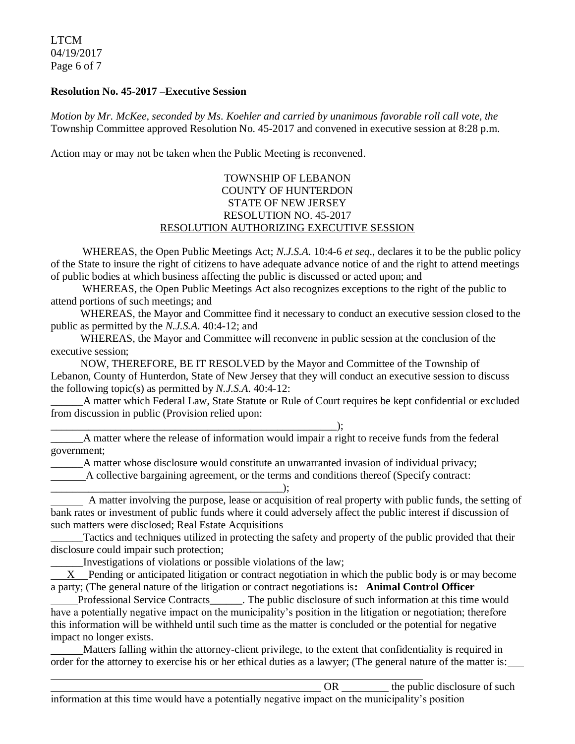**Resolution No. 45-2017 –Executive Session**

*Motion by Mr. McKee, seconded by Ms. Koehler and carried by unanimous favorable roll call vote, the* Township Committee approved Resolution No. 45-2017 and convened in executive session at 8:28 p.m.

Action may or may not be taken when the Public Meeting is reconvened.

TOWNSHIP OF LEBANON
COUNTY OF HUNTERDON
STATE OF NEW JERSEY
RESOLUTION NO. 45-2017
RESOLUTION AUTHORIZING EXECUTIVE SESSION

WHEREAS, the Open Public Meetings Act; *N.J.S.A.* 10:4-6 *et seq*., declares it to be the public policy of the State to insure the right of citizens to have adequate advance notice of and the right to attend meetings of public bodies at which business affecting the public is discussed or acted upon; and

WHEREAS, the Open Public Meetings Act also recognizes exceptions to the right of the public to attend portions of such meetings; and

WHEREAS, the Mayor and Committee find it necessary to conduct an executive session closed to the public as permitted by the *N.J.S.A.* 40:4-12; and

WHEREAS, the Mayor and Committee will reconvene in public session at the conclusion of the executive session;

NOW, THEREFORE, BE IT RESOLVED by the Mayor and Committee of the Township of Lebanon, County of Hunterdon, State of New Jersey that they will conduct an executive session to discuss the following topic(s) as permitted by *N.J.S.A.* 40:4-12:

______A matter which Federal Law, State Statute or Rule of Court requires be kept confidential or excluded from discussion in public (Provision relied upon: _______________________________________________________);

______A matter where the release of information would impair a right to receive funds from the federal government;

______A matter whose disclosure would constitute an unwarranted invasion of individual privacy;

______A collective bargaining agreement, or the terms and conditions thereof (Specify contract: ____________________________________________);

______ A matter involving the purpose, lease or acquisition of real property with public funds, the setting of bank rates or investment of public funds where it could adversely affect the public interest if discussion of such matters were disclosed; Real Estate Acquisitions

______Tactics and techniques utilized in protecting the safety and property of the public provided that their disclosure could impair such protection;

______Investigations of violations or possible violations of the law;

___X___Pending or anticipated litigation or contract negotiation in which the public body is or may become a party; (The general nature of the litigation or contract negotiations is**: Animal Control Officer**

_____Professional Service Contracts______. The public disclosure of such information at this time would have a potentially negative impact on the municipality's position in the litigation or negotiation; therefore this information will be withheld until such time as the matter is concluded or the potential for negative impact no longer exists.

______Matters falling within the attorney-client privilege, to the extent that confidentiality is required in order for the attorney to exercise his or her ethical duties as a lawyer; (The general nature of the matter is: ___

_______________________________________________________________________

_____________________________________________________ OR _________ the public disclosure of such information at this time would have a potentially negative impact on the municipality's position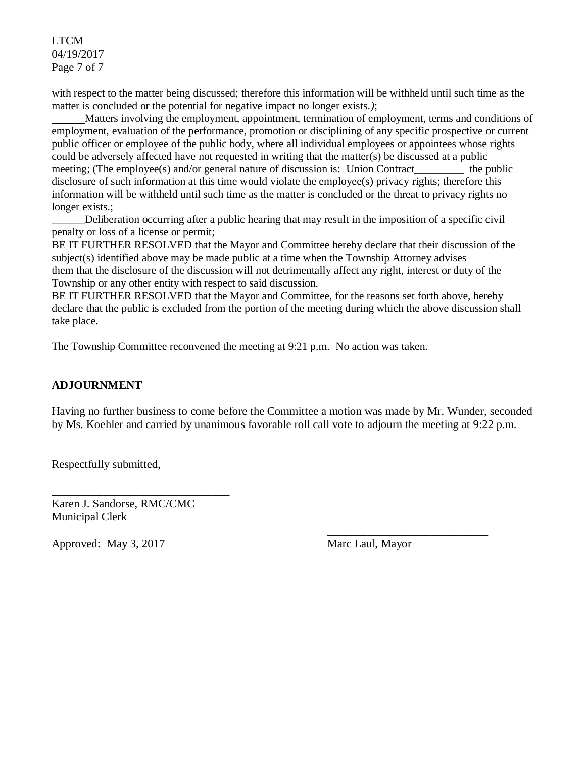with respect to the matter being discussed; therefore this information will be withheld until such time as the matter is concluded or the potential for negative impact no longer exists.*)*;

______Matters involving the employment, appointment, termination of employment, terms and conditions of employment, evaluation of the performance, promotion or disciplining of any specific prospective or current public officer or employee of the public body, where all individual employees or appointees whose rights could be adversely affected have not requested in writing that the matter(s) be discussed at a public meeting; (The employee(s) and/or general nature of discussion is: Union Contract_________ the public disclosure of such information at this time would violate the employee(s) privacy rights; therefore this information will be withheld until such time as the matter is concluded or the threat to privacy rights no longer exists.;

______Deliberation occurring after a public hearing that may result in the imposition of a specific civil penalty or loss of a license or permit;

BE IT FURTHER RESOLVED that the Mayor and Committee hereby declare that their discussion of the subject(s) identified above may be made public at a time when the Township Attorney advises them that the disclosure of the discussion will not detrimentally affect any right, interest or duty of the Township or any other entity with respect to said discussion.

BE IT FURTHER RESOLVED that the Mayor and Committee, for the reasons set forth above, hereby declare that the public is excluded from the portion of the meeting during which the above discussion shall take place.

The Township Committee reconvened the meeting at 9:21 p.m. No action was taken.

## ADJOURNMENT

Having no further business to come before the Committee a motion was made by Mr. Wunder, seconded by Ms. Koehler and carried by unanimous favorable roll call vote to adjourn the meeting at 9:22 p.m.

Respectfully submitted,

______________________________
Karen J. Sandorse, RMC/CMC
Municipal Clerk

Approved: May 3, 2017

______________________________
Marc Laul, Mayor